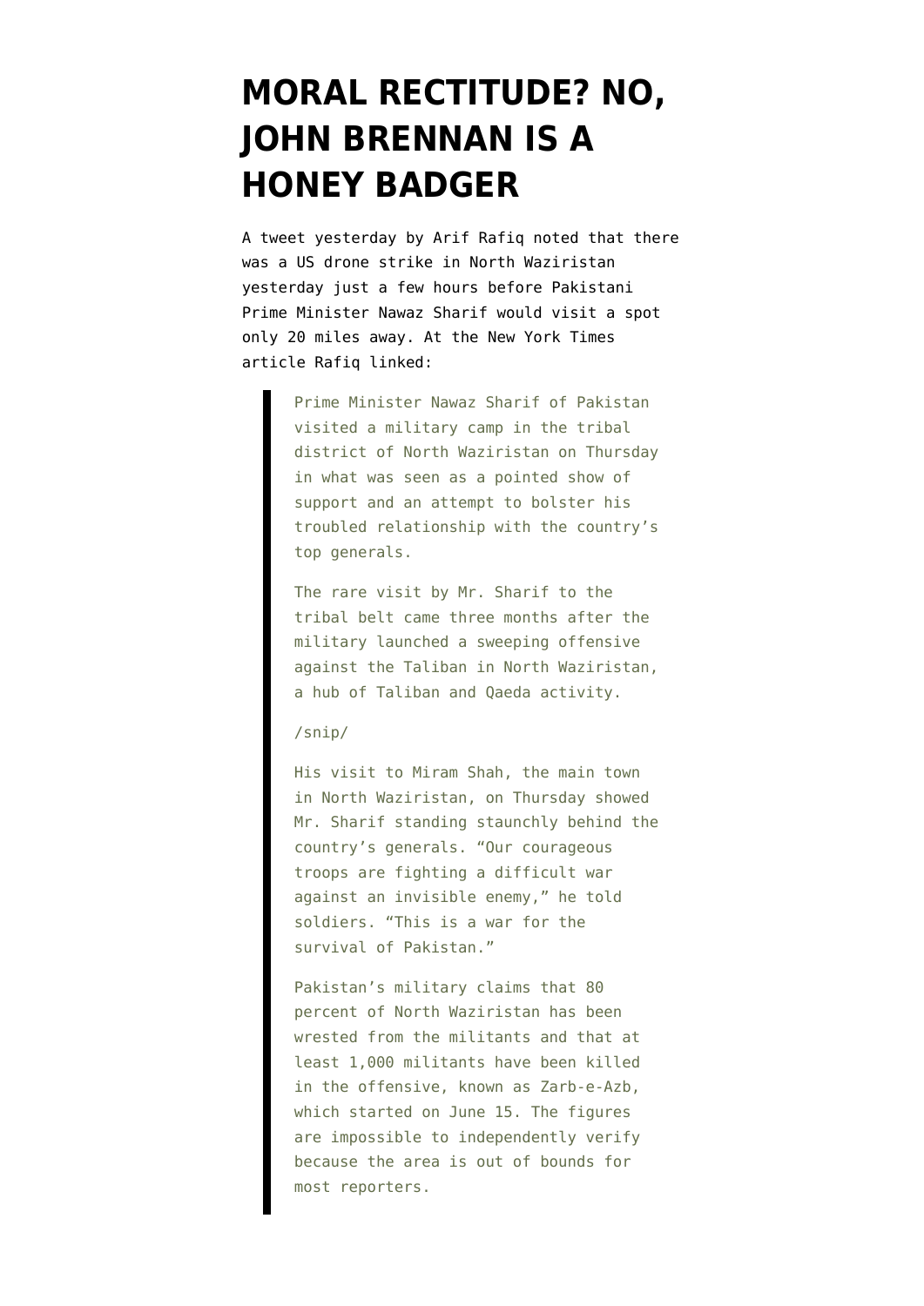# MORAL RECTITUDE? NO, JOHN BRENNAN IS A HONEY BADGER

A tweet yesterday by Arif Rafiq noted that there was a US drone strike in North Waziristan yesterday just a few hours before Pakistani Prime Minister Nawaz Sharif would visit a spot only 20 miles away. At the New York Times article Rafiq linked:

> Prime Minister Nawaz Sharif of Pakistan visited a military camp in the tribal district of North Waziristan on Thursday in what was seen as a pointed show of support and an attempt to bolster his troubled relationship with the country's top generals.
>
> The rare visit by Mr. Sharif to the tribal belt came three months after the military launched a sweeping offensive against the Taliban in North Waziristan, a hub of Taliban and Qaeda activity.
>
> /snip/
>
> His visit to Miram Shah, the main town in North Waziristan, on Thursday showed Mr. Sharif standing staunchly behind the country's generals. "Our courageous troops are fighting a difficult war against an invisible enemy," he told soldiers. "This is a war for the survival of Pakistan."
>
> Pakistan's military claims that 80 percent of North Waziristan has been wrested from the militants and that at least 1,000 militants have been killed in the offensive, known as Zarb-e-Azb, which started on June 15. The figures are impossible to independently verify because the area is out of bounds for most reporters.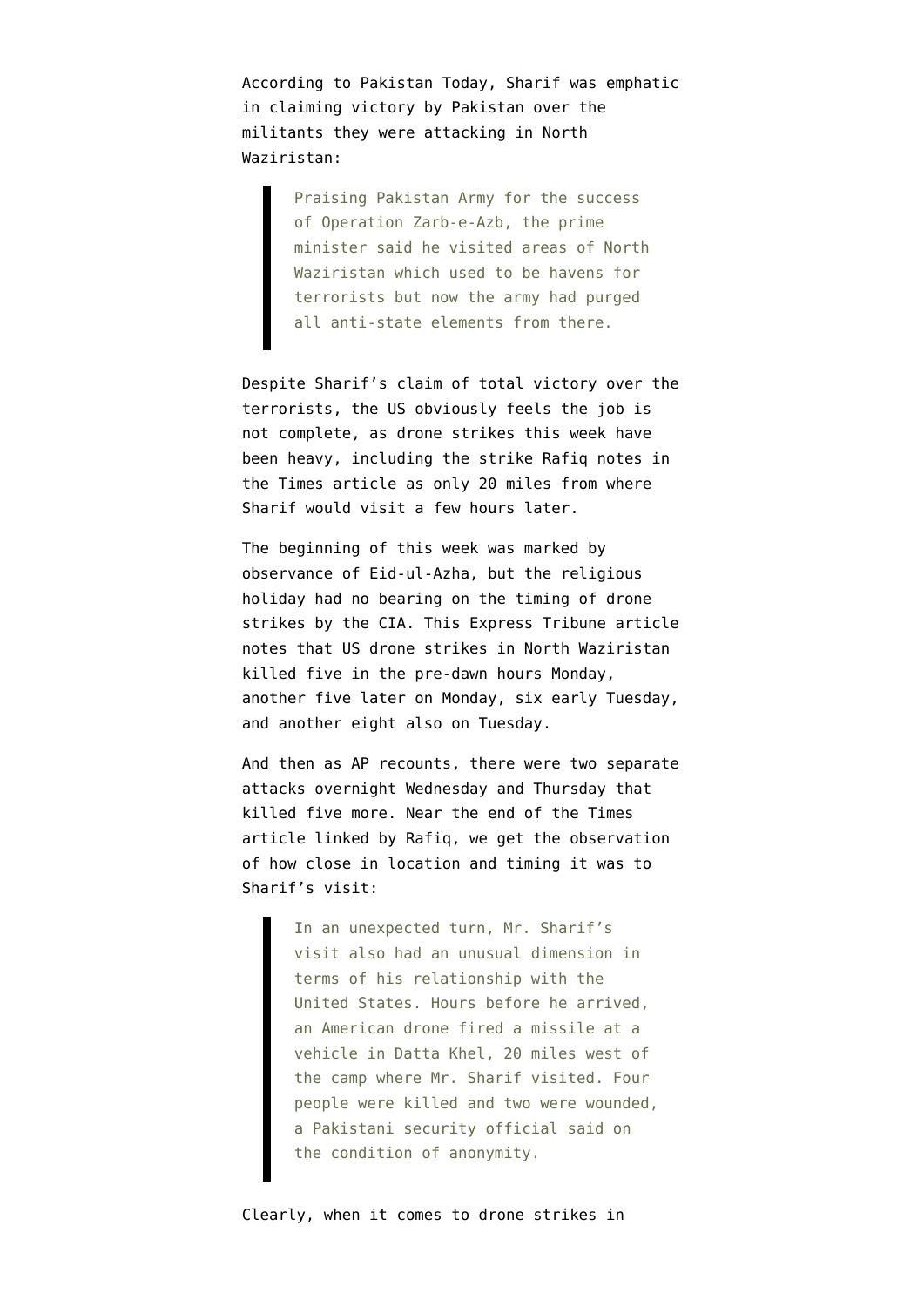According to Pakistan Today, Sharif was emphatic in claiming victory by Pakistan over the militants they were attacking in North Waziristan:

> Praising Pakistan Army for the success of Operation Zarb-e-Azb, the prime minister said he visited areas of North Waziristan which used to be havens for terrorists but now the army had purged all anti-state elements from there.

Despite Sharif's claim of total victory over the terrorists, the US obviously feels the job is not complete, as drone strikes this week have been heavy, including the strike Rafiq notes in the Times article as only 20 miles from where Sharif would visit a few hours later.

The beginning of this week was marked by observance of Eid-ul-Azha, but the religious holiday had no bearing on the timing of drone strikes by the CIA. This Express Tribune article notes that US drone strikes in North Waziristan killed five in the pre-dawn hours Monday, another five later on Monday, six early Tuesday, and another eight also on Tuesday.

And then as AP recounts, there were two separate attacks overnight Wednesday and Thursday that killed five more. Near the end of the Times article linked by Rafiq, we get the observation of how close in location and timing it was to Sharif's visit:

> In an unexpected turn, Mr. Sharif's visit also had an unusual dimension in terms of his relationship with the United States. Hours before he arrived, an American drone fired a missile at a vehicle in Datta Khel, 20 miles west of the camp where Mr. Sharif visited. Four people were killed and two were wounded, a Pakistani security official said on the condition of anonymity.

Clearly, when it comes to drone strikes in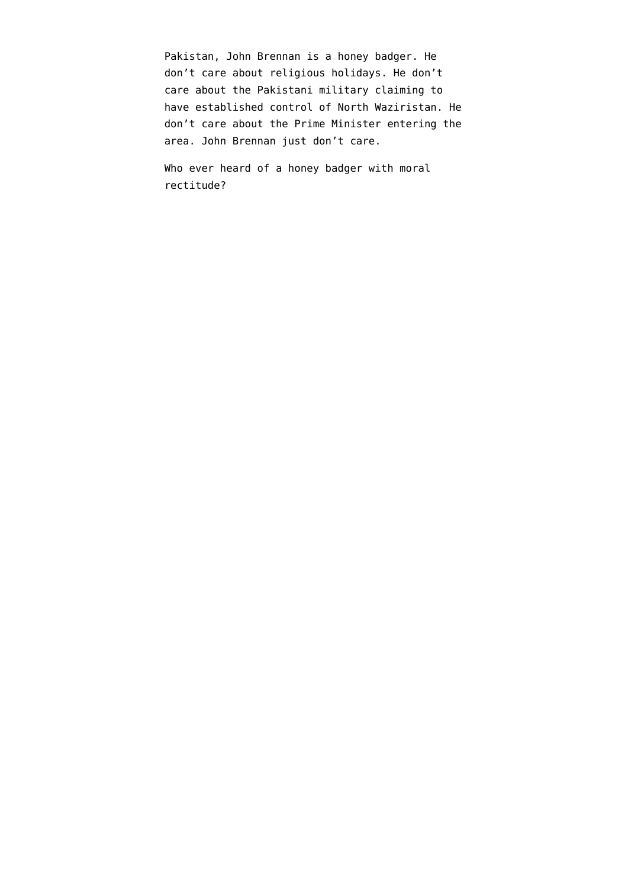Pakistan, John Brennan is a honey badger. He don't care about religious holidays. He don't care about the Pakistani military claiming to have established control of North Waziristan. He don't care about the Prime Minister entering the area. John Brennan just don't care.

Who ever heard of a honey badger with moral rectitude?